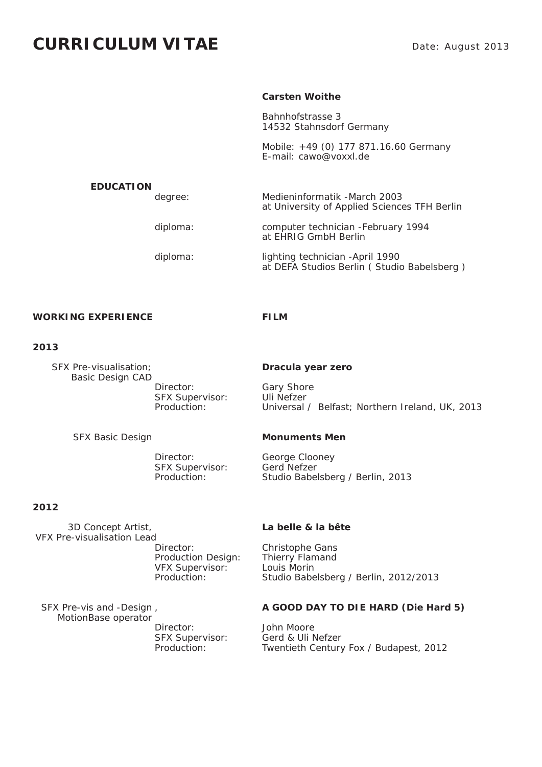# CURRICULUM VITAE

Date: August 2013

**Carsten Woithe**

Bahnhofstrasse 3
14532 Stahnsdorf Germany

Mobile: +49 (0) 177 871.16.60 Germany
E-mail: cawo@voxxl.de

## EDUCATION

degree: Medieninformatik -March 2003
at University of Applied Sciences TFH Berlin

diploma: computer technician -February 1994
at EHRIG GmbH Berlin

diploma: lighting technician -April 1990
at DEFA Studios Berlin ( Studio Babelsberg )

## WORKING EXPERIENCE — FILM

### 2013

SFX Pre-visualisation; Basic Design CAD

**Dracula year zero**

Director: Gary Shore
SFX Supervisor: Uli Nefzer
Production: Universal / Belfast; Northern Ireland, UK, 2013

SFX Basic Design

**Monuments Men**

Director: George Clooney
SFX Supervisor: Gerd Nefzer
Production: Studio Babelsberg / Berlin, 2013

### 2012

3D Concept Artist, VFX Pre-visualisation Lead

**La belle & la bête**

Director: Christophe Gans
Production Design: Thierry Flamand
VFX Supervisor: Louis Morin
Production: Studio Babelsberg / Berlin, 2012/2013

SFX Pre-vis and -Design , MotionBase operator

**A GOOD DAY TO DIE HARD (Die Hard 5)**

Director: John Moore
SFX Supervisor: Gerd & Uli Nefzer
Production: Twentieth Century Fox / Budapest, 2012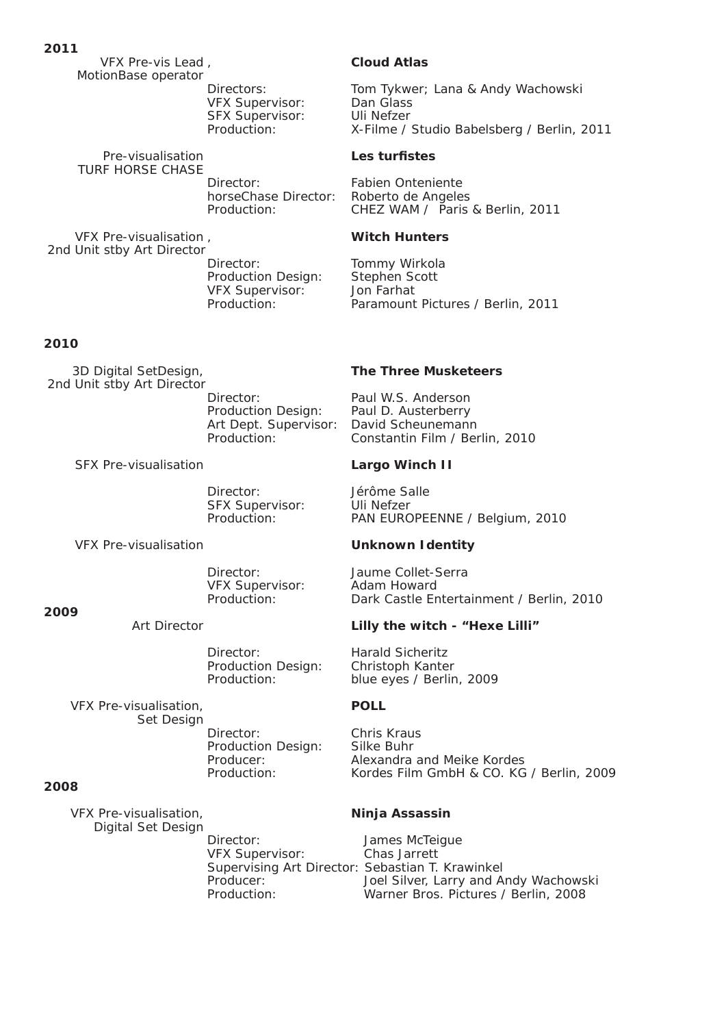## 2011

**VFX Pre-vis Lead , MotionBase operator** — **Cloud Atlas**

Directors: Tom Tykwer; Lana & Andy Wachowski
VFX Supervisor: Dan Glass
SFX Supervisor: Uli Nefzer
Production: X-Filme / Studio Babelsberg / Berlin, 2011

**Pre-visualisation TURF HORSE CHASE** — **Les turfistes**

Director: Fabien Onteniente
horseChase Director: Roberto de Angeles
Production: CHEZ WAM / Paris & Berlin, 2011

**VFX Pre-visualisation , 2nd Unit stby Art Director** — **Witch Hunters**

Director: Tommy Wirkola
Production Design: Stephen Scott
VFX Supervisor: Jon Farhat
Production: Paramount Pictures / Berlin, 2011

## 2010

**3D Digital SetDesign, 2nd Unit stby Art Director** — **The Three Musketeers**

Director: Paul W.S. Anderson
Production Design: Paul D. Austerberry
Art Dept. Supervisor: David Scheunemann
Production: Constantin Film / Berlin, 2010

**SFX Pre-visualisation** — **Largo Winch II**

Director: Jérôme Salle
SFX Supervisor: Uli Nefzer
Production: PAN EUROPEENNE / Belgium, 2010

**VFX Pre-visualisation** — **Unknown Identity**

Director: Jaume Collet-Serra
VFX Supervisor: Adam Howard
Production: Dark Castle Entertainment / Berlin, 2010

## 2009

**Art Director** — **Lilly the witch - “Hexe Lilli”**

Director: Harald Sicheritz
Production Design: Christoph Kanter
Production: blue eyes / Berlin, 2009

**VFX Pre-visualisation, Set Design** — **POLL**

Director: Chris Kraus
Production Design: Silke Buhr
Producer: Alexandra and Meike Kordes
Production: Kordes Film GmbH & CO. KG / Berlin, 2009

## 2008

**VFX Pre-visualisation, Digital Set Design** — **Ninja Assassin**

Director: James McTeigue
VFX Supervisor: Chas Jarrett
Supervising Art Director: Sebastian T. Krawinkel
Producer: Joel Silver, Larry and Andy Wachowski
Production: Warner Bros. Pictures / Berlin, 2008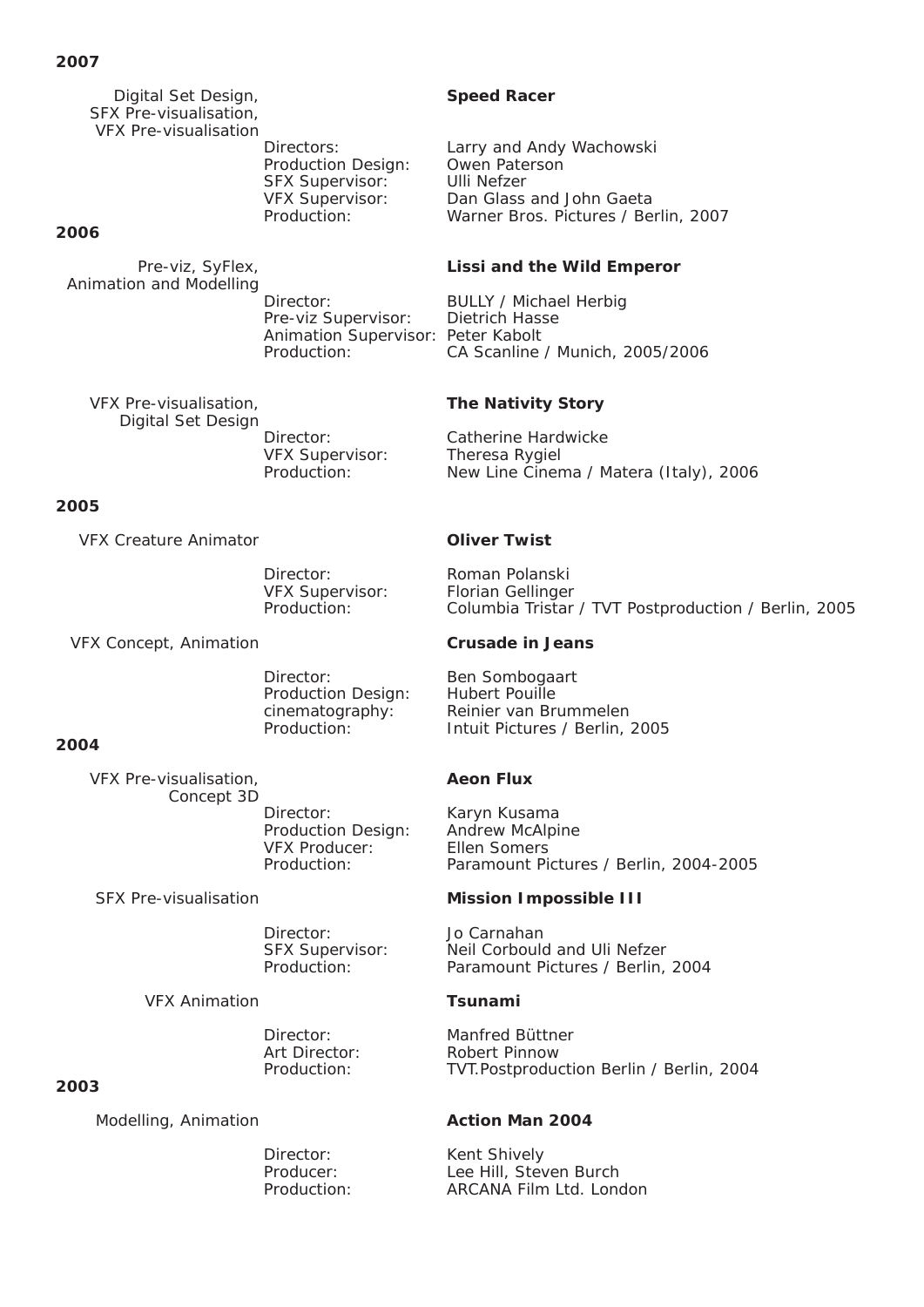## 2007

**Digital Set Design, SFX Pre-visualisation, VFX Pre-visualisation** — **Speed Racer**

| | |
|---|---|
| Directors: | Larry and Andy Wachowski |
| Production Design: | Owen Paterson |
| SFX Supervisor: | Ulli Nefzer |
| VFX Supervisor: | Dan Glass and John Gaeta |
| Production: | Warner Bros. Pictures / Berlin, 2007 |

## 2006

**Pre-viz, SyFlex, Animation and Modelling** — **Lissi and the Wild Emperor**

| | |
|---|---|
| Director: | BULLY / Michael Herbig |
| Pre-viz Supervisor: | Dietrich Hasse |
| Animation Supervisor: | Peter Kabolt |
| Production: | CA Scanline / Munich, 2005/2006 |

**VFX Pre-visualisation, Digital Set Design** — **The Nativity Story**

| | |
|---|---|
| Director: | Catherine Hardwicke |
| VFX Supervisor: | Theresa Rygiel |
| Production: | New Line Cinema / Matera (Italy), 2006 |

## 2005

**VFX Creature Animator** — **Oliver Twist**

| | |
|---|---|
| Director: | Roman Polanski |
| VFX Supervisor: | Florian Gellinger |
| Production: | Columbia Tristar / TVT Postproduction / Berlin, 2005 |

**VFX Concept, Animation** — **Crusade in Jeans**

| | |
|---|---|
| Director: | Ben Sombogaart |
| Production Design: | Hubert Pouille |
| cinematography: | Reinier van Brummelen |
| Production: | Intuit Pictures / Berlin, 2005 |

## 2004

**VFX Pre-visualisation, Concept 3D** — **Aeon Flux**

| | |
|---|---|
| Director: | Karyn Kusama |
| Production Design: | Andrew McAlpine |
| VFX Producer: | Ellen Somers |
| Production: | Paramount Pictures / Berlin, 2004-2005 |

**SFX Pre-visualisation** — **Mission Impossible III**

| | |
|---|---|
| Director: | Jo Carnahan |
| SFX Supervisor: | Neil Corbould and Uli Nefzer |
| Production: | Paramount Pictures / Berlin, 2004 |

**VFX Animation** — **Tsunami**

| | |
|---|---|
| Director: | Manfred Büttner |
| Art Director: | Robert Pinnow |
| Production: | TVT.Postproduction Berlin / Berlin, 2004 |

## 2003

**Modelling, Animation** — **Action Man 2004**

| | |
|---|---|
| Director: | Kent Shively |
| Producer: | Lee Hill, Steven Burch |
| Production: | ARCANA Film Ltd. London |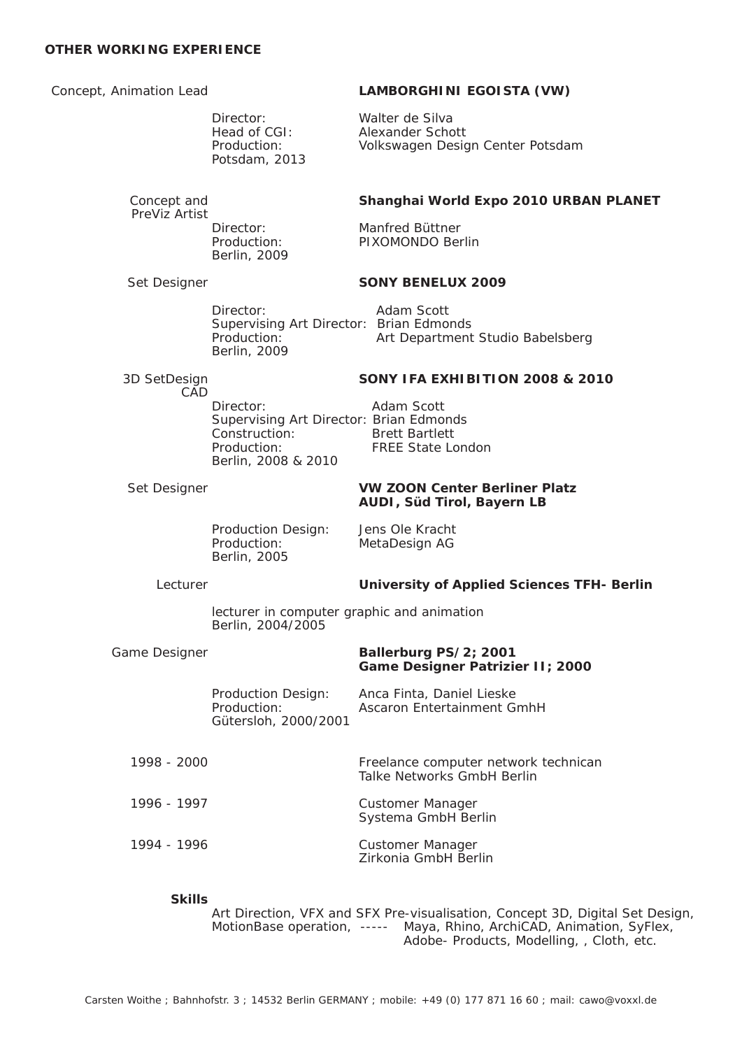**OTHER WORKING EXPERIENCE**

Concept, Animation Lead — **LAMBORGHINI EGOISTA (VW)**

Director: Walter de Silva
Head of CGI: Alexander Schott
Production: Volkswagen Design Center Potsdam
Potsdam, 2013

Concept and PreViz Artist — **Shanghai World Expo 2010 URBAN PLANET**

Director: Manfred Büttner
Production: PIXOMONDO Berlin
Berlin, 2009

Set Designer — **SONY BENELUX 2009**

Director: Adam Scott
Supervising Art Director: Brian Edmonds
Production: Art Department Studio Babelsberg
Berlin, 2009

3D SetDesign CAD — **SONY IFA EXHIBITION 2008 & 2010**

Director: Adam Scott
Supervising Art Director: Brian Edmonds
Construction: Brett Bartlett
Production: FREE State London
Berlin, 2008 & 2010

Set Designer — **VW ZOON Center Berliner Platz**
**AUDI, Süd Tirol, Bayern LB**

Production Design: Jens Ole Kracht
Production: MetaDesign AG
Berlin, 2005

Lecturer — **University of Applied Sciences TFH- Berlin**

lecturer in computer graphic and animation
Berlin, 2004/2005

Game Designer — **Ballerburg PS/2; 2001**
**Game Designer Patrizier II; 2000**

Production Design: Anca Finta, Daniel Lieske
Production: Ascaron Entertainment GmhH
Gütersloh, 2000/2001

1998 - 2000 — Freelance computer network technican
Talke Networks GmbH Berlin

1996 - 1997 — Customer Manager
Systema GmbH Berlin

1994 - 1996 — Customer Manager
Zirkonia GmbH Berlin

**Skills**

Art Direction, VFX and SFX Pre-visualisation, Concept 3D, Digital Set Design, MotionBase operation, ----- Maya, Rhino, ArchiCAD, Animation, SyFlex, Adobe- Products, Modelling, , Cloth, etc.

Carsten Woithe ; Bahnhofstr. 3 ; 14532 Berlin GERMANY ; mobile: +49 (0) 177 871 16 60 ; mail: cawo@voxxl.de